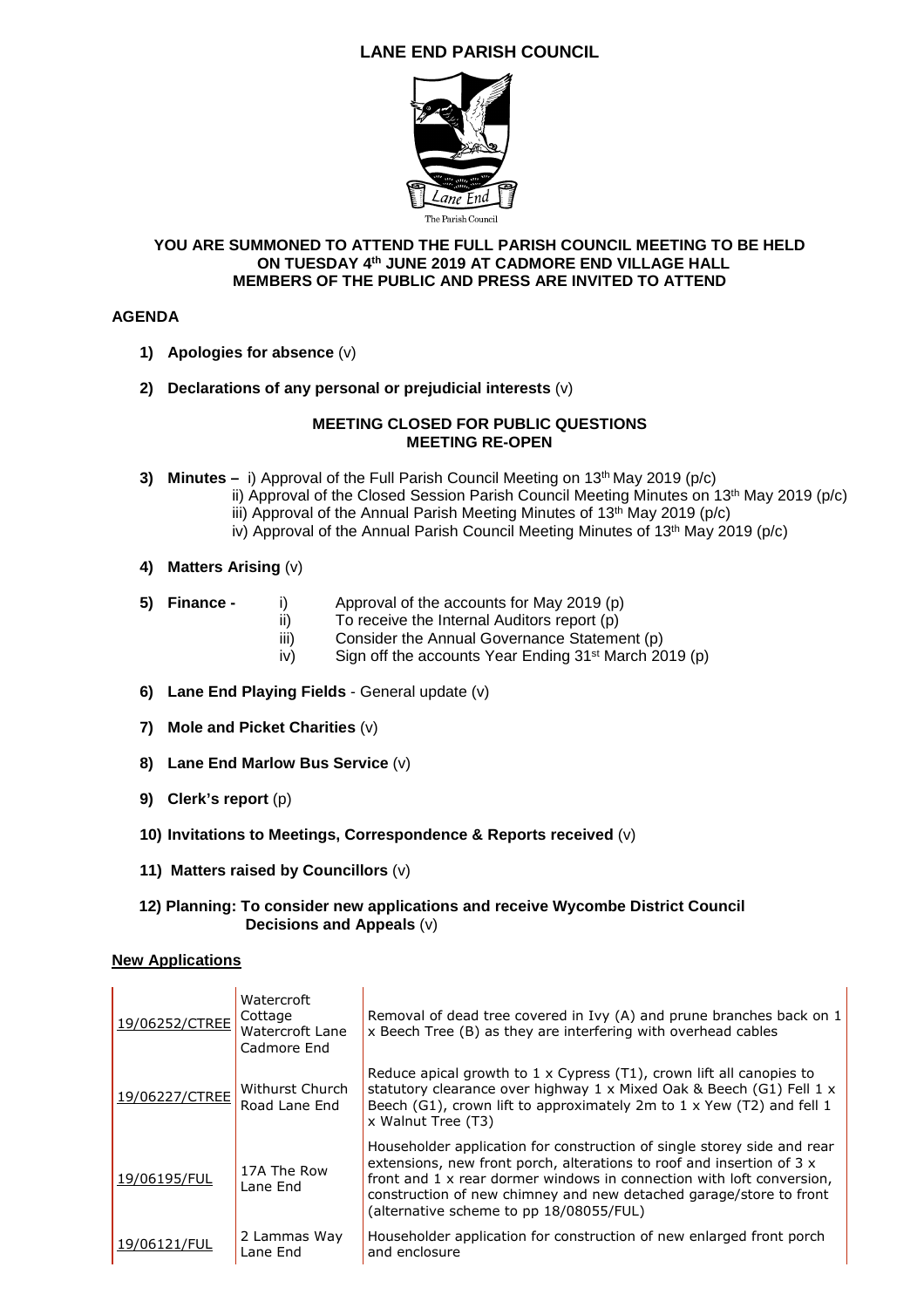# LANE END PARISH COUNCIL

**YOU ARE SUMMONED TO ATTEND THE FULL PARISH COUNCIL MEETING TO BE HELD ON TUESDAY 4th JUNE 2019 AT CADMORE END VILLAGE HALL**
**MEMBERS OF THE PUBLIC AND PRESS ARE INVITED TO ATTEND**

## AGENDA

1) **Apologies for absence** (v)

2) **Declarations of any personal or prejudicial interests** (v)

**MEETING CLOSED FOR PUBLIC QUESTIONS**
**MEETING RE-OPEN**

3) **Minutes –** i) Approval of the Full Parish Council Meeting on 13th May 2019 (p/c)
   ii) Approval of the Closed Session Parish Council Meeting Minutes on 13th May 2019 (p/c)
   iii) Approval of the Annual Parish Meeting Minutes of 13th May 2019 (p/c)
   iv) Approval of the Annual Parish Council Meeting Minutes of 13th May 2019 (p/c)

4) **Matters Arising** (v)

5) **Finance -**
   i) Approval of the accounts for May 2019 (p)
   ii) To receive the Internal Auditors report (p)
   iii) Consider the Annual Governance Statement (p)
   iv) Sign off the accounts Year Ending 31st March 2019 (p)

6) **Lane End Playing Fields** - General update (v)

7) **Mole and Picket Charities** (v)

8) **Lane End Marlow Bus Service** (v)

9) **Clerk's report** (p)

10) **Invitations to Meetings, Correspondence & Reports received** (v)

11) **Matters raised by Councillors** (v)

12) **Planning: To consider new applications and receive Wycombe District Council Decisions and Appeals** (v)

**New Applications**

| | | |
|---|---|---|
| 19/06252/CTREE | Watercroft Cottage Watercroft Lane Cadmore End | Removal of dead tree covered in Ivy (A) and prune branches back on 1 x Beech Tree (B) as they are interfering with overhead cables |
| 19/06227/CTREE | Withurst Church Road Lane End | Reduce apical growth to 1 x Cypress (T1), crown lift all canopies to statutory clearance over highway 1 x Mixed Oak & Beech (G1) Fell 1 x Beech (G1), crown lift to approximately 2m to 1 x Yew (T2) and fell 1 x Walnut Tree (T3) |
| 19/06195/FUL | 17A The Row Lane End | Householder application for construction of single storey side and rear extensions, new front porch, alterations to roof and insertion of 3 x front and 1 x rear dormer windows in connection with loft conversion, construction of new chimney and new detached garage/store to front (alternative scheme to pp 18/08055/FUL) |
| 19/06121/FUL | 2 Lammas Way Lane End | Householder application for construction of new enlarged front porch and enclosure |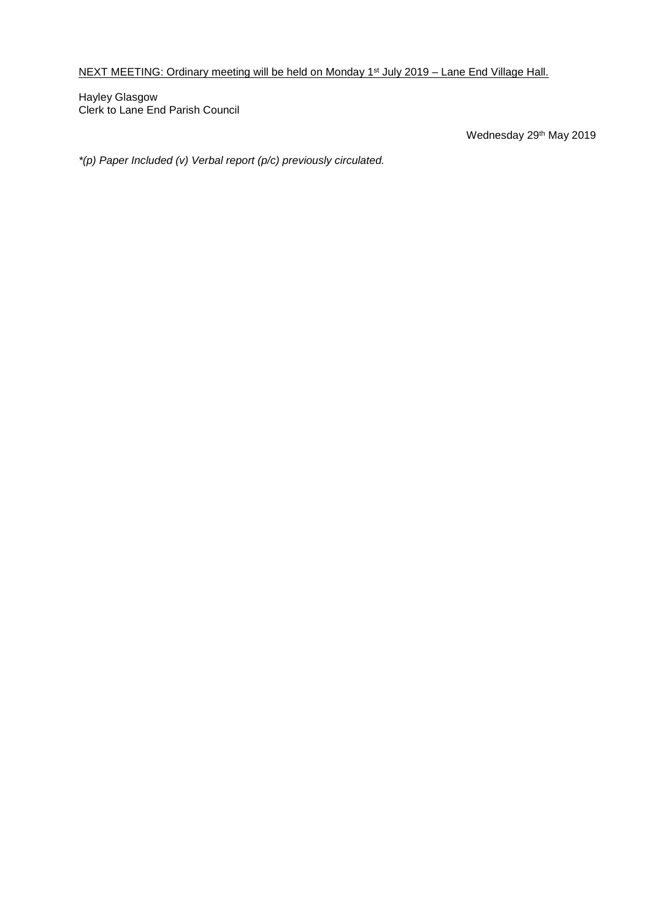<u>NEXT MEETING: Ordinary meeting will be held on Monday 1st July 2019 – Lane End Village Hall.</u>

Hayley Glasgow
Clerk to Lane End Parish Council

Wednesday 29th May 2019

*\*(p) Paper Included (v) Verbal report (p/c) previously circulated.*